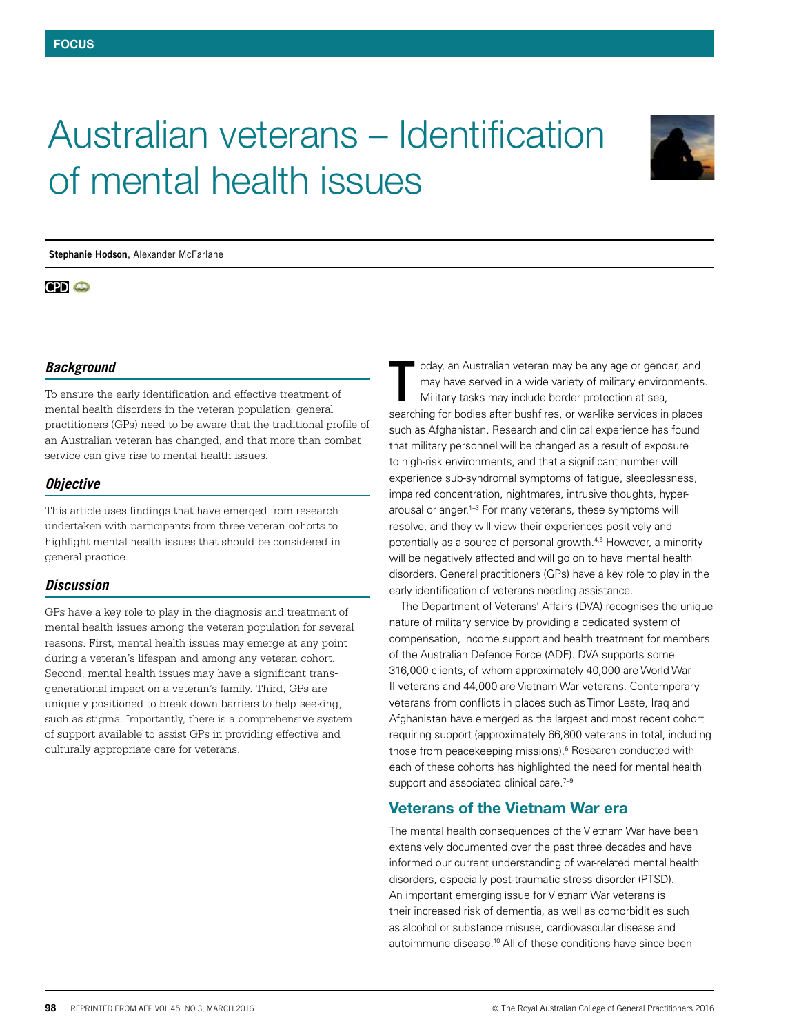FOCUS

# Australian veterans – Identification of mental health issues

**Stephanie Hodson**, Alexander McFarlane

CPD

### *Background*

To ensure the early identification and effective treatment of mental health disorders in the veteran population, general practitioners (GPs) need to be aware that the traditional profile of an Australian veteran has changed, and that more than combat service can give rise to mental health issues.

### *Objective*

This article uses findings that have emerged from research undertaken with participants from three veteran cohorts to highlight mental health issues that should be considered in general practice.

### *Discussion*

GPs have a key role to play in the diagnosis and treatment of mental health issues among the veteran population for several reasons. First, mental health issues may emerge at any point during a veteran's lifespan and among any veteran cohort. Second, mental health issues may have a significant trans-generational impact on a veteran's family. Third, GPs are uniquely positioned to break down barriers to help-seeking, such as stigma. Importantly, there is a comprehensive system of support available to assist GPs in providing effective and culturally appropriate care for veterans.

Today, an Australian veteran may be any age or gender, and may have served in a wide variety of military environments. Military tasks may include border protection at sea, searching for bodies after bushfires, or war-like services in places such as Afghanistan. Research and clinical experience has found that military personnel will be changed as a result of exposure to high-risk environments, and that a significant number will experience sub-syndromal symptoms of fatigue, sleeplessness, impaired concentration, nightmares, intrusive thoughts, hyper-arousal or anger.[1–3] For many veterans, these symptoms will resolve, and they will view their experiences positively and potentially as a source of personal growth.[4,5] However, a minority will be negatively affected and will go on to have mental health disorders. General practitioners (GPs) have a key role to play in the early identification of veterans needing assistance.

The Department of Veterans' Affairs (DVA) recognises the unique nature of military service by providing a dedicated system of compensation, income support and health treatment for members of the Australian Defence Force (ADF). DVA supports some 316,000 clients, of whom approximately 40,000 are World War II veterans and 44,000 are Vietnam War veterans. Contemporary veterans from conflicts in places such as Timor Leste, Iraq and Afghanistan have emerged as the largest and most recent cohort requiring support (approximately 66,800 veterans in total, including those from peacekeeping missions).[6] Research conducted with each of these cohorts has highlighted the need for mental health support and associated clinical care.[7–9]

## Veterans of the Vietnam War era

The mental health consequences of the Vietnam War have been extensively documented over the past three decades and have informed our current understanding of war-related mental health disorders, especially post-traumatic stress disorder (PTSD). An important emerging issue for Vietnam War veterans is their increased risk of dementia, as well as comorbidities such as alcohol or substance misuse, cardiovascular disease and autoimmune disease.[10] All of these conditions have since been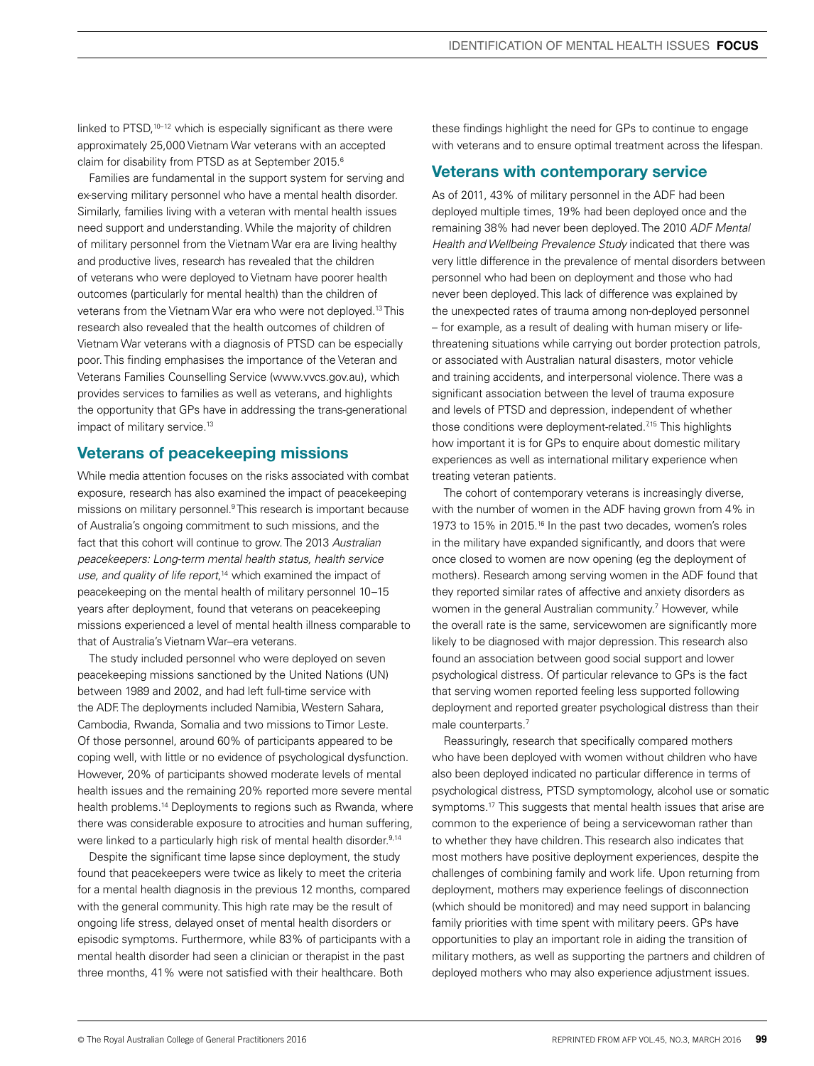linked to PTSD,[10–12] which is especially significant as there were approximately 25,000 Vietnam War veterans with an accepted claim for disability from PTSD as at September 2015.[6]

Families are fundamental in the support system for serving and ex-serving military personnel who have a mental health disorder. Similarly, families living with a veteran with mental health issues need support and understanding. While the majority of children of military personnel from the Vietnam War era are living healthy and productive lives, research has revealed that the children of veterans who were deployed to Vietnam have poorer health outcomes (particularly for mental health) than the children of veterans from the Vietnam War era who were not deployed.[13] This research also revealed that the health outcomes of children of Vietnam War veterans with a diagnosis of PTSD can be especially poor. This finding emphasises the importance of the Veteran and Veterans Families Counselling Service (www.vvcs.gov.au), which provides services to families as well as veterans, and highlights the opportunity that GPs have in addressing the trans-generational impact of military service.[13]

## Veterans of peacekeeping missions

While media attention focuses on the risks associated with combat exposure, research has also examined the impact of peacekeeping missions on military personnel.[9] This research is important because of Australia's ongoing commitment to such missions, and the fact that this cohort will continue to grow. The 2013 *Australian peacekeepers: Long-term mental health status, health service use, and quality of life report*,[14] which examined the impact of peacekeeping on the mental health of military personnel 10–15 years after deployment, found that veterans on peacekeeping missions experienced a level of mental health illness comparable to that of Australia's Vietnam War–era veterans.

The study included personnel who were deployed on seven peacekeeping missions sanctioned by the United Nations (UN) between 1989 and 2002, and had left full-time service with the ADF. The deployments included Namibia, Western Sahara, Cambodia, Rwanda, Somalia and two missions to Timor Leste. Of those personnel, around 60% of participants appeared to be coping well, with little or no evidence of psychological dysfunction. However, 20% of participants showed moderate levels of mental health issues and the remaining 20% reported more severe mental health problems.[14] Deployments to regions such as Rwanda, where there was considerable exposure to atrocities and human suffering, were linked to a particularly high risk of mental health disorder.[9,14]

Despite the significant time lapse since deployment, the study found that peacekeepers were twice as likely to meet the criteria for a mental health diagnosis in the previous 12 months, compared with the general community. This high rate may be the result of ongoing life stress, delayed onset of mental health disorders or episodic symptoms. Furthermore, while 83% of participants with a mental health disorder had seen a clinician or therapist in the past three months, 41% were not satisfied with their healthcare. Both these findings highlight the need for GPs to continue to engage with veterans and to ensure optimal treatment across the lifespan.

## Veterans with contemporary service

As of 2011, 43% of military personnel in the ADF had been deployed multiple times, 19% had been deployed once and the remaining 38% had never been deployed. The 2010 *ADF Mental Health and Wellbeing Prevalence Study* indicated that there was very little difference in the prevalence of mental disorders between personnel who had been on deployment and those who had never been deployed. This lack of difference was explained by the unexpected rates of trauma among non-deployed personnel – for example, as a result of dealing with human misery or life-threatening situations while carrying out border protection patrols, or associated with Australian natural disasters, motor vehicle and training accidents, and interpersonal violence. There was a significant association between the level of trauma exposure and levels of PTSD and depression, independent of whether those conditions were deployment-related.[7,15] This highlights how important it is for GPs to enquire about domestic military experiences as well as international military experience when treating veteran patients.

The cohort of contemporary veterans is increasingly diverse, with the number of women in the ADF having grown from 4% in 1973 to 15% in 2015.[16] In the past two decades, women's roles in the military have expanded significantly, and doors that were once closed to women are now opening (eg the deployment of mothers). Research among serving women in the ADF found that they reported similar rates of affective and anxiety disorders as women in the general Australian community.[7] However, while the overall rate is the same, servicewomen are significantly more likely to be diagnosed with major depression. This research also found an association between good social support and lower psychological distress. Of particular relevance to GPs is the fact that serving women reported feeling less supported following deployment and reported greater psychological distress than their male counterparts.[7]

Reassuringly, research that specifically compared mothers who have been deployed with women without children who have also been deployed indicated no particular difference in terms of psychological distress, PTSD symptomology, alcohol use or somatic symptoms.[17] This suggests that mental health issues that arise are common to the experience of being a servicewoman rather than to whether they have children. This research also indicates that most mothers have positive deployment experiences, despite the challenges of combining family and work life. Upon returning from deployment, mothers may experience feelings of disconnection (which should be monitored) and may need support in balancing family priorities with time spent with military peers. GPs have opportunities to play an important role in aiding the transition of military mothers, as well as supporting the partners and children of deployed mothers who may also experience adjustment issues.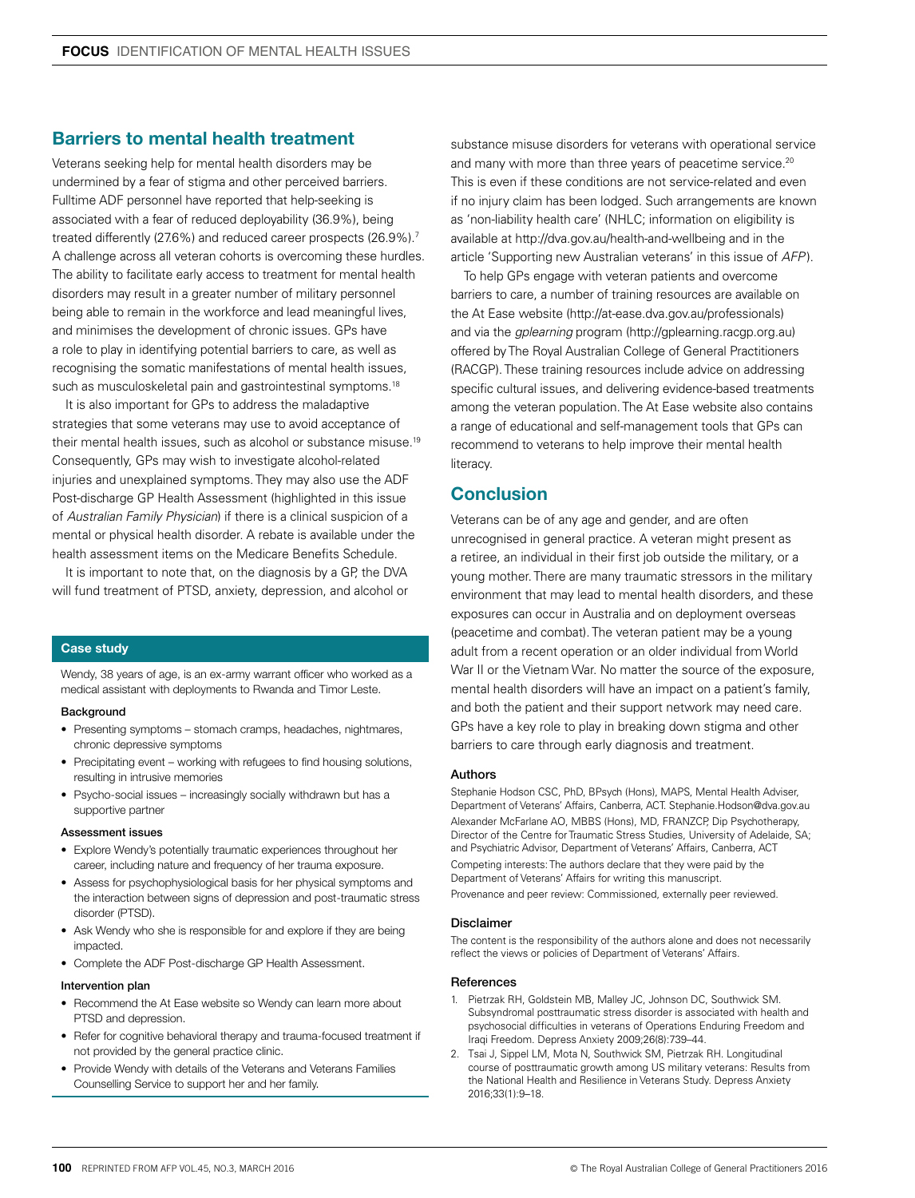## Barriers to mental health treatment

Veterans seeking help for mental health disorders may be undermined by a fear of stigma and other perceived barriers. Fulltime ADF personnel have reported that help-seeking is associated with a fear of reduced deployability (36.9%), being treated differently (27.6%) and reduced career prospects (26.9%).[7] A challenge across all veteran cohorts is overcoming these hurdles. The ability to facilitate early access to treatment for mental health disorders may result in a greater number of military personnel being able to remain in the workforce and lead meaningful lives, and minimises the development of chronic issues. GPs have a role to play in identifying potential barriers to care, as well as recognising the somatic manifestations of mental health issues, such as musculoskeletal pain and gastrointestinal symptoms.[18]

It is also important for GPs to address the maladaptive strategies that some veterans may use to avoid acceptance of their mental health issues, such as alcohol or substance misuse.[19] Consequently, GPs may wish to investigate alcohol-related injuries and unexplained symptoms. They may also use the ADF Post-discharge GP Health Assessment (highlighted in this issue of *Australian Family Physician*) if there is a clinical suspicion of a mental or physical health disorder. A rebate is available under the health assessment items on the Medicare Benefits Schedule.

It is important to note that, on the diagnosis by a GP, the DVA will fund treatment of PTSD, anxiety, depression, and alcohol or substance misuse disorders for veterans with operational service and many with more than three years of peacetime service.[20] This is even if these conditions are not service-related and even if no injury claim has been lodged. Such arrangements are known as 'non-liability health care' (NHLC; information on eligibility is available at http://dva.gov.au/health-and-wellbeing and in the article 'Supporting new Australian veterans' in this issue of *AFP*).

To help GPs engage with veteran patients and overcome barriers to care, a number of training resources are available on the At Ease website (http://at-ease.dva.gov.au/professionals) and via the *gplearning* program (http://gplearning.racgp.org.au) offered by The Royal Australian College of General Practitioners (RACGP). These training resources include advice on addressing specific cultural issues, and delivering evidence-based treatments among the veteran population. The At Ease website also contains a range of educational and self-management tools that GPs can recommend to veterans to help improve their mental health literacy.

### Case study

Wendy, 38 years of age, is an ex-army warrant officer who worked as a medical assistant with deployments to Rwanda and Timor Leste.

**Background**

- Presenting symptoms – stomach cramps, headaches, nightmares, chronic depressive symptoms
- Precipitating event – working with refugees to find housing solutions, resulting in intrusive memories
- Psycho-social issues – increasingly socially withdrawn but has a supportive partner

**Assessment issues**

- Explore Wendy's potentially traumatic experiences throughout her career, including nature and frequency of her trauma exposure.
- Assess for psychophysiological basis for her physical symptoms and the interaction between signs of depression and post-traumatic stress disorder (PTSD).
- Ask Wendy who she is responsible for and explore if they are being impacted.
- Complete the ADF Post-discharge GP Health Assessment.

**Intervention plan**

- Recommend the At Ease website so Wendy can learn more about PTSD and depression.
- Refer for cognitive behavioral therapy and trauma-focused treatment if not provided by the general practice clinic.
- Provide Wendy with details of the Veterans and Veterans Families Counselling Service to support her and her family.

## Conclusion

Veterans can be of any age and gender, and are often unrecognised in general practice. A veteran might present as a retiree, an individual in their first job outside the military, or a young mother. There are many traumatic stressors in the military environment that may lead to mental health disorders, and these exposures can occur in Australia and on deployment overseas (peacetime and combat). The veteran patient may be a young adult from a recent operation or an older individual from World War II or the Vietnam War. No matter the source of the exposure, mental health disorders will have an impact on a patient's family, and both the patient and their support network may need care. GPs have a key role to play in breaking down stigma and other barriers to care through early diagnosis and treatment.

### Authors

Stephanie Hodson CSC, PhD, BPsych (Hons), MAPS, Mental Health Adviser, Department of Veterans' Affairs, Canberra, ACT. Stephanie.Hodson@dva.gov.au

Alexander McFarlane AO, MBBS (Hons), MD, FRANZCP, Dip Psychotherapy, Director of the Centre for Traumatic Stress Studies, University of Adelaide, SA; and Psychiatric Advisor, Department of Veterans' Affairs, Canberra, ACT

Competing interests: The authors declare that they were paid by the Department of Veterans' Affairs for writing this manuscript.

Provenance and peer review: Commissioned, externally peer reviewed.

### Disclaimer

The content is the responsibility of the authors alone and does not necessarily reflect the views or policies of Department of Veterans' Affairs.

### References

1. Pietrzak RH, Goldstein MB, Malley JC, Johnson DC, Southwick SM. Subsyndromal posttraumatic stress disorder is associated with health and psychosocial difficulties in veterans of Operations Enduring Freedom and Iraqi Freedom. Depress Anxiety 2009;26(8):739–44.
2. Tsai J, Sippel LM, Mota N, Southwick SM, Pietrzak RH. Longitudinal course of posttraumatic growth among US military veterans: Results from the National Health and Resilience in Veterans Study. Depress Anxiety 2016;33(1):9–18.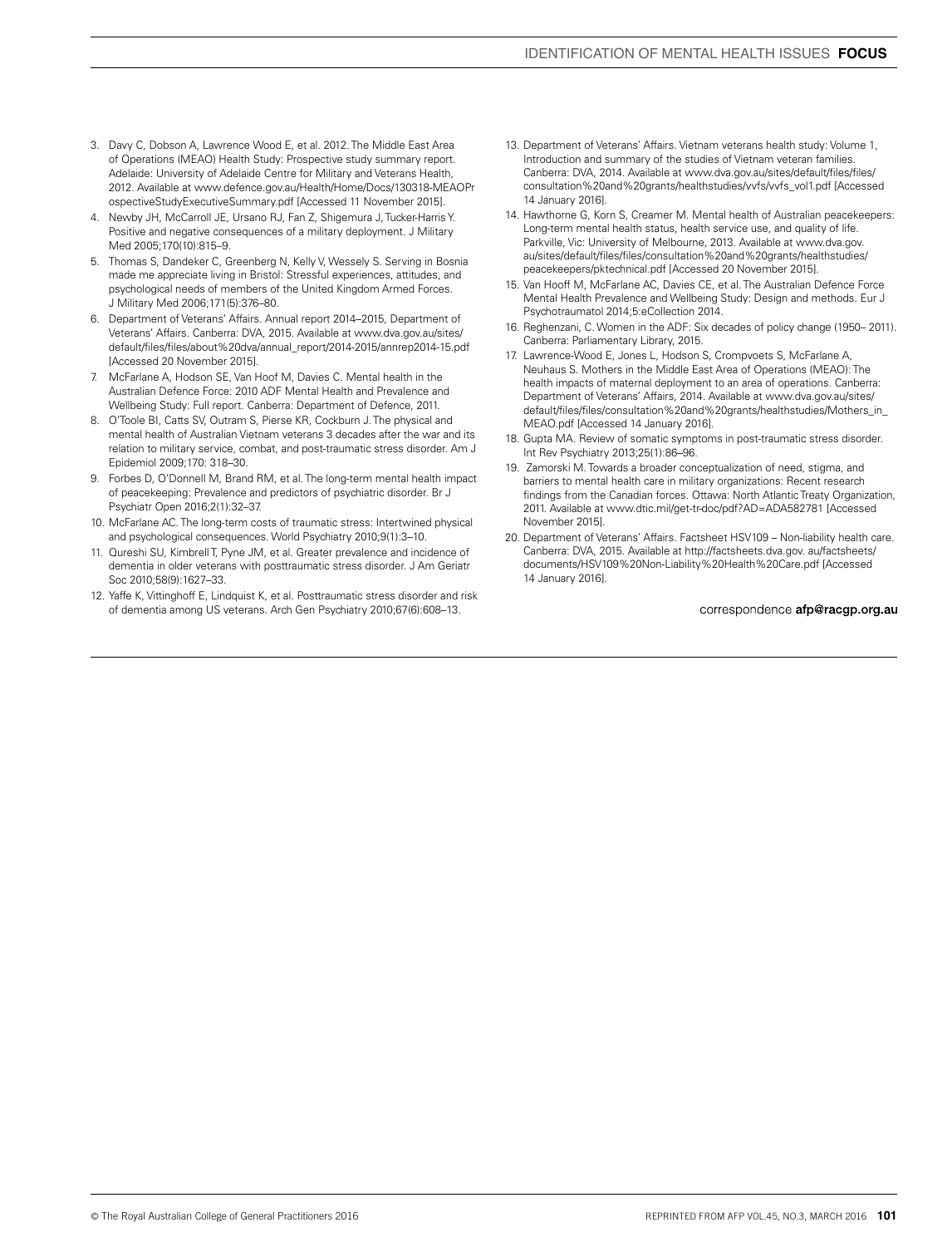3. Davy C, Dobson A, Lawrence Wood E, et al. 2012. The Middle East Area of Operations (MEAO) Health Study: Prospective study summary report. Adelaide: University of Adelaide Centre for Military and Veterans Health, 2012. Available at www.defence.gov.au/Health/Home/Docs/130318-MEAOProspectiveStudyExecutiveSummary.pdf [Accessed 11 November 2015].
4. Newby JH, McCarroll JE, Ursano RJ, Fan Z, Shigemura J, Tucker-Harris Y. Positive and negative consequences of a military deployment. J Military Med 2005;170(10):815–9.
5. Thomas S, Dandeker C, Greenberg N, Kelly V, Wessely S. Serving in Bosnia made me appreciate living in Bristol: Stressful experiences, attitudes, and psychological needs of members of the United Kingdom Armed Forces. J Military Med 2006;171(5):376–80.
6. Department of Veterans' Affairs. Annual report 2014–2015, Department of Veterans' Affairs. Canberra: DVA, 2015. Available at www.dva.gov.au/sites/default/files/files/about%20dva/annual_report/2014-2015/annrep2014-15.pdf [Accessed 20 November 2015].
7. McFarlane A, Hodson SE, Van Hoof M, Davies C. Mental health in the Australian Defence Force: 2010 ADF Mental Health and Prevalence and Wellbeing Study: Full report. Canberra: Department of Defence, 2011.
8. O'Toole BI, Catts SV, Outram S, Pierse KR, Cockburn J. The physical and mental health of Australian Vietnam veterans 3 decades after the war and its relation to military service, combat, and post-traumatic stress disorder. Am J Epidemiol 2009;170: 318–30.
9. Forbes D, O'Donnell M, Brand RM, et al. The long-term mental health impact of peacekeeping: Prevalence and predictors of psychiatric disorder. Br J Psychiatr Open 2016;2(1):32–37.
10. McFarlane AC. The long-term costs of traumatic stress: Intertwined physical and psychological consequences. World Psychiatry 2010;9(1):3–10.
11. Qureshi SU, Kimbrell T, Pyne JM, et al. Greater prevalence and incidence of dementia in older veterans with posttraumatic stress disorder. J Am Geriatr Soc 2010;58(9):1627–33.
12. Yaffe K, Vittinghoff E, Lindquist K, et al. Posttraumatic stress disorder and risk of dementia among US veterans. Arch Gen Psychiatry 2010;67(6):608–13.
13. Department of Veterans' Affairs. Vietnam veterans health study: Volume 1, Introduction and summary of the studies of Vietnam veteran families. Canberra: DVA, 2014. Available at www.dva.gov.au/sites/default/files/files/consultation%20and%20grants/healthstudies/vvfs/vvfs_vol1.pdf [Accessed 14 January 2016].
14. Hawthorne G, Korn S, Creamer M. Mental health of Australian peacekeepers: Long-term mental health status, health service use, and quality of life. Parkville, Vic: University of Melbourne, 2013. Available at www.dva.gov.au/sites/default/files/files/consultation%20and%20grants/healthstudies/peacekeepers/pktechnical.pdf [Accessed 20 November 2015].
15. Van Hooff M, McFarlane AC, Davies CE, et al. The Australian Defence Force Mental Health Prevalence and Wellbeing Study: Design and methods. Eur J Psychotraumatol 2014;5:eCollection 2014.
16. Reghenzani, C. Women in the ADF: Six decades of policy change (1950– 2011). Canberra: Parliamentary Library, 2015.
17. Lawrence-Wood E, Jones L, Hodson S, Crompvoets S, McFarlane A, Neuhaus S. Mothers in the Middle East Area of Operations (MEAO): The health impacts of maternal deployment to an area of operations. Canberra: Department of Veterans' Affairs, 2014. Available at www.dva.gov.au/sites/default/files/files/consultation%20and%20grants/healthstudies/Mothers_in_MEAO.pdf [Accessed 14 January 2016].
18. Gupta MA. Review of somatic symptoms in post-traumatic stress disorder. Int Rev Psychiatry 2013;25(1):86–96.
19. Zamorski M. Towards a broader conceptualization of need, stigma, and barriers to mental health care in military organizations: Recent research findings from the Canadian forces. Ottawa: North Atlantic Treaty Organization, 2011. Available at www.dtic.mil/get-tr-doc/pdf?AD=ADA582781 [Accessed November 2015].
20. Department of Veterans' Affairs. Factsheet HSV109 – Non-liability health care. Canberra: DVA, 2015. Available at http://factsheets.dva.gov.au/factsheets/documents/HSV109%20Non-Liability%20Health%20Care.pdf [Accessed 14 January 2016].

correspondence **afp@racgp.org.au**

© The Royal Australian College of General Practitioners 2016